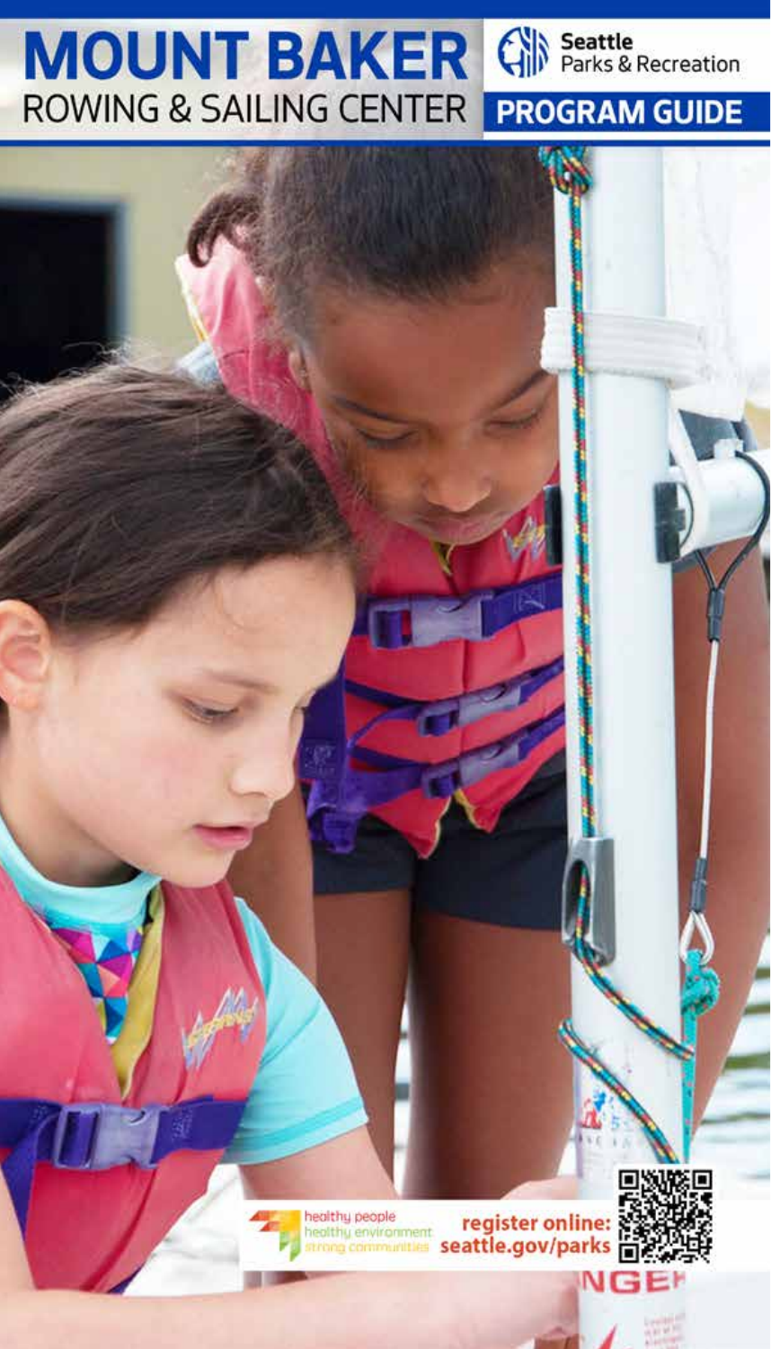# MOUNT BAKER

## ROWING & SAILING CENTER

Seattle Parks & Recreation

## PROGRAM GUIDE

healthy people
healthy environment
strong communities

**register online: seattle.gov/parks**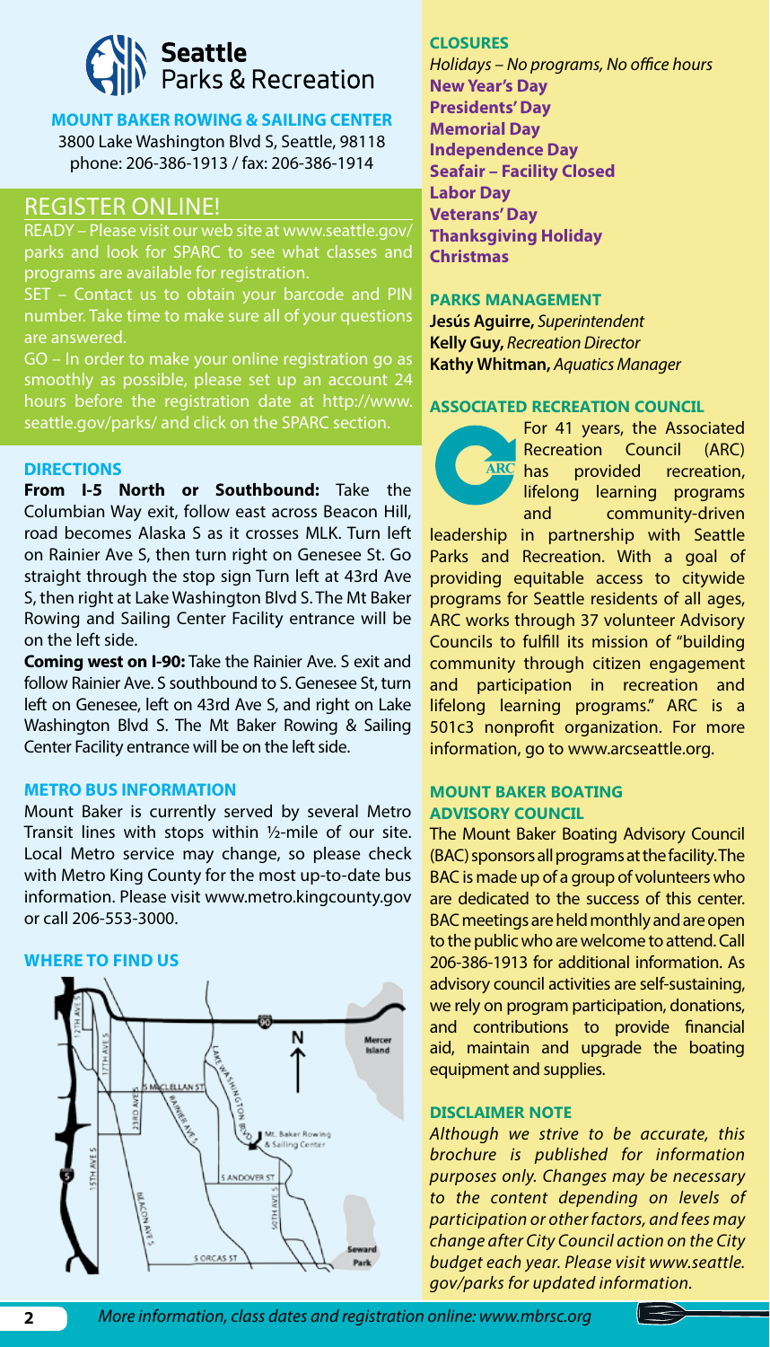**Seattle Parks & Recreation**

**MOUNT BAKER ROWING & SAILING CENTER**

3800 Lake Washington Blvd S, Seattle, 98118
phone: 206-386-1913 / fax: 206-386-1914

## REGISTER ONLINE!

READY – Please visit our web site at www.seattle.gov/parks and look for SPARC to see what classes and programs are available for registration.

SET – Contact us to obtain your barcode and PIN number. Take time to make sure all of your questions are answered.

GO – In order to make your online registration go as smoothly as possible, please set up an account 24 hours before the registration date at http://www.seattle.gov/parks/ and click on the SPARC section.

### DIRECTIONS

**From I-5 North or Southbound:** Take the Columbian Way exit, follow east across Beacon Hill, road becomes Alaska S as it crosses MLK. Turn left on Rainier Ave S, then turn right on Genesee St. Go straight through the stop sign Turn left at 43rd Ave S, then right at Lake Washington Blvd S. The Mt Baker Rowing and Sailing Center Facility entrance will be on the left side.

**Coming west on I-90:** Take the Rainier Ave. S exit and follow Rainier Ave. S southbound to S. Genesee St, turn left on Genesee, left on 43rd Ave S, and right on Lake Washington Blvd S. The Mt Baker Rowing & Sailing Center Facility entrance will be on the left side.

### METRO BUS INFORMATION

Mount Baker is currently served by several Metro Transit lines with stops within ½-mile of our site. Local Metro service may change, so please check with Metro King County for the most up-to-date bus information. Please visit www.metro.kingcounty.gov or call 206-553-3000.

### WHERE TO FIND US

### CLOSURES

*Holidays – No programs, No office hours*

**New Year's Day**
**Presidents' Day**
**Memorial Day**
**Independence Day**
**Seafair – Facility Closed**
**Labor Day**
**Veterans' Day**
**Thanksgiving Holiday**
**Christmas**

### PARKS MANAGEMENT

**Jesús Aguirre,** *Superintendent*
**Kelly Guy,** *Recreation Director*
**Kathy Whitman,** *Aquatics Manager*

### ASSOCIATED RECREATION COUNCIL

For 41 years, the Associated Recreation Council (ARC) has provided recreation, lifelong learning programs and community-driven leadership in partnership with Seattle Parks and Recreation. With a goal of providing equitable access to citywide programs for Seattle residents of all ages, ARC works through 37 volunteer Advisory Councils to fulfill its mission of "building community through citizen engagement and participation in recreation and lifelong learning programs." ARC is a 501c3 nonprofit organization. For more information, go to www.arcseattle.org.

### MOUNT BAKER BOATING ADVISORY COUNCIL

The Mount Baker Boating Advisory Council (BAC) sponsors all programs at the facility. The BAC is made up of a group of volunteers who are dedicated to the success of this center. BAC meetings are held monthly and are open to the public who are welcome to attend. Call 206-386-1913 for additional information. As advisory council activities are self-sustaining, we rely on program participation, donations, and contributions to provide financial aid, maintain and upgrade the boating equipment and supplies.

### DISCLAIMER NOTE

*Although we strive to be accurate, this brochure is published for information purposes only. Changes may be necessary to the content depending on levels of participation or other factors, and fees may change after City Council action on the City budget each year. Please visit www.seattle.gov/parks for updated information.*

*More information, class dates and registration online: www.mbrsc.org*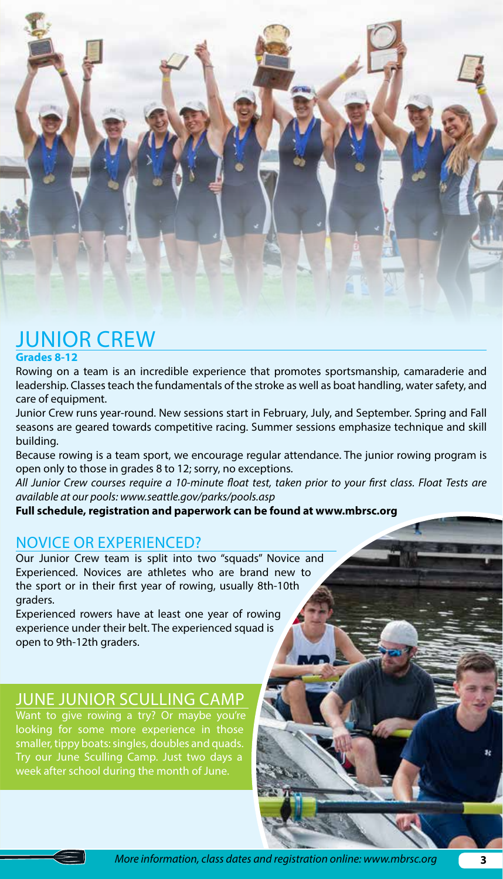# JUNIOR CREW

**Grades 8-12**

Rowing on a team is an incredible experience that promotes sportsmanship, camaraderie and leadership. Classes teach the fundamentals of the stroke as well as boat handling, water safety, and care of equipment.

Junior Crew runs year-round. New sessions start in February, July, and September. Spring and Fall seasons are geared towards competitive racing. Summer sessions emphasize technique and skill building.

Because rowing is a team sport, we encourage regular attendance. The junior rowing program is open only to those in grades 8 to 12; sorry, no exceptions.

*All Junior Crew courses require a 10-minute float test, taken prior to your first class. Float Tests are available at our pools: www.seattle.gov/parks/pools.asp*

**Full schedule, registration and paperwork can be found at www.mbrsc.org**

## NOVICE OR EXPERIENCED?

Our Junior Crew team is split into two "squads" Novice and Experienced. Novices are athletes who are brand new to the sport or in their first year of rowing, usually 8th-10th graders.

Experienced rowers have at least one year of rowing experience under their belt. The experienced squad is open to 9th-12th graders.

## JUNE JUNIOR SCULLING CAMP

Want to give rowing a try? Or maybe you're looking for some more experience in those smaller, tippy boats: singles, doubles and quads. Try our June Sculling Camp. Just two days a week after school during the month of June.

*More information, class dates and registration online: www.mbrsc.org*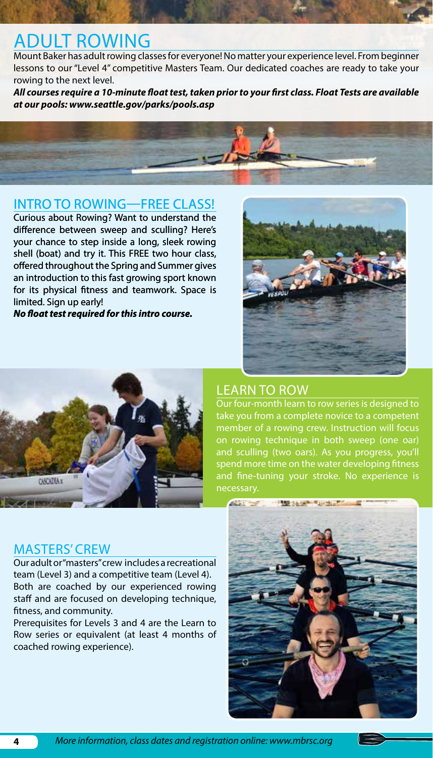# ADULT ROWING

Mount Baker has adult rowing classes for everyone! No matter your experience level. From beginner lessons to our "Level 4" competitive Masters Team. Our dedicated coaches are ready to take your rowing to the next level.

***All courses require a 10-minute float test, taken prior to your first class. Float Tests are available at our pools: www.seattle.gov/parks/pools.asp***

## INTRO TO ROWING—FREE CLASS!

Curious about Rowing? Want to understand the difference between sweep and sculling? Here's your chance to step inside a long, sleek rowing shell (boat) and try it. This FREE two hour class, offered throughout the Spring and Summer gives an introduction to this fast growing sport known for its physical fitness and teamwork. Space is limited. Sign up early!

***No float test required for this intro course.***

## LEARN TO ROW

Our four-month learn to row series is designed to take you from a complete novice to a competent member of a rowing crew. Instruction will focus on rowing technique in both sweep (one oar) and sculling (two oars). As you progress, you'll spend more time on the water developing fitness and fine-tuning your stroke. No experience is necessary.

## MASTERS' CREW

Our adult or "masters" crew includes a recreational team (Level 3) and a competitive team (Level 4). Both are coached by our experienced rowing staff and are focused on developing technique, fitness, and community.

Prerequisites for Levels 3 and 4 are the Learn to Row series or equivalent (at least 4 months of coached rowing experience).

*More information, class dates and registration online: www.mbrsc.org*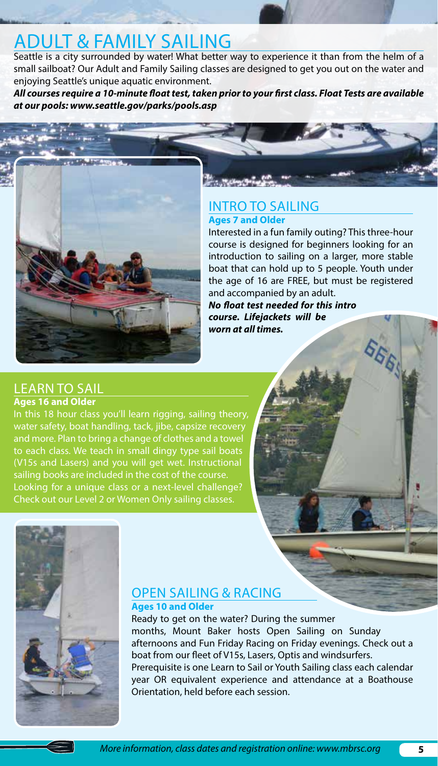# ADULT & FAMILY SAILING

Seattle is a city surrounded by water! What better way to experience it than from the helm of a small sailboat? Our Adult and Family Sailing classes are designed to get you out on the water and enjoying Seattle's unique aquatic environment.

***All courses require a 10-minute float test, taken prior to your first class. Float Tests are available at our pools: www.seattle.gov/parks/pools.asp***

## INTRO TO SAILING

**Ages 7 and Older**

Interested in a fun family outing? This three-hour course is designed for beginners looking for an introduction to sailing on a larger, more stable boat that can hold up to 5 people. Youth under the age of 16 are FREE, but must be registered and accompanied by an adult.

***No float test needed for this intro course. Lifejackets will be worn at all times.***

## LEARN TO SAIL

**Ages 16 and Older**

In this 18 hour class you'll learn rigging, sailing theory, water safety, boat handling, tack, jibe, capsize recovery and more. Plan to bring a change of clothes and a towel to each class. We teach in small dingy type sail boats (V15s and Lasers) and you will get wet. Instructional sailing books are included in the cost of the course. Looking for a unique class or a next-level challenge? Check out our Level 2 or Women Only sailing classes.

## OPEN SAILING & RACING

**Ages 10 and Older**

Ready to get on the water? During the summer months, Mount Baker hosts Open Sailing on Sunday afternoons and Fun Friday Racing on Friday evenings. Check out a boat from our fleet of V15s, Lasers, Optis and windsurfers. Prerequisite is one Learn to Sail or Youth Sailing class each calendar year OR equivalent experience and attendance at a Boathouse Orientation, held before each session.

*More information, class dates and registration online: www.mbrsc.org*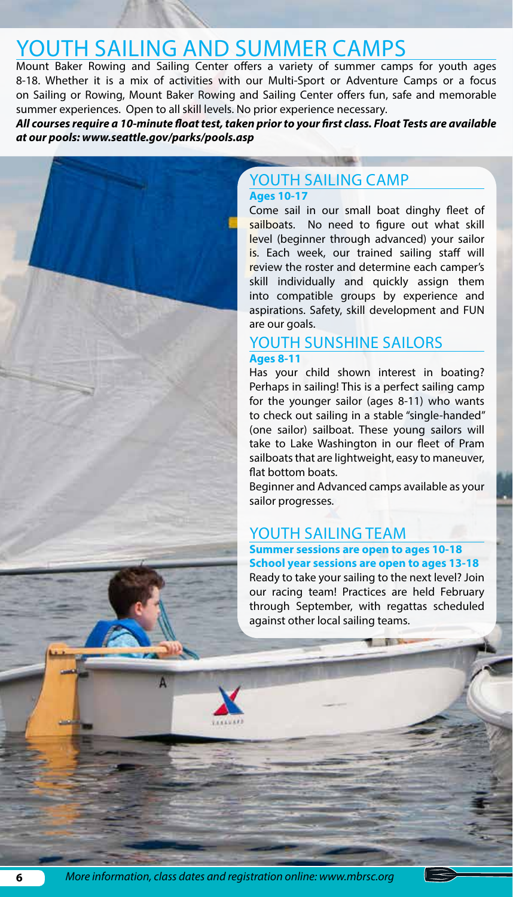# YOUTH SAILING AND SUMMER CAMPS

Mount Baker Rowing and Sailing Center offers a variety of summer camps for youth ages 8-18. Whether it is a mix of activities with our Multi-Sport or Adventure Camps or a focus on Sailing or Rowing, Mount Baker Rowing and Sailing Center offers fun, safe and memorable summer experiences. Open to all skill levels. No prior experience necessary.

***All courses require a 10-minute float test, taken prior to your first class. Float Tests are available at our pools: www.seattle.gov/parks/pools.asp***

## YOUTH SAILING CAMP

**Ages 10-17**

Come sail in our small boat dinghy fleet of sailboats. No need to figure out what skill level (beginner through advanced) your sailor is. Each week, our trained sailing staff will review the roster and determine each camper's skill individually and quickly assign them into compatible groups by experience and aspirations. Safety, skill development and FUN are our goals.

## YOUTH SUNSHINE SAILORS

**Ages 8-11**

Has your child shown interest in boating? Perhaps in sailing! This is a perfect sailing camp for the younger sailor (ages 8-11) who wants to check out sailing in a stable "single-handed" (one sailor) sailboat. These young sailors will take to Lake Washington in our fleet of Pram sailboats that are lightweight, easy to maneuver, flat bottom boats.

Beginner and Advanced camps available as your sailor progresses.

## YOUTH SAILING TEAM

**Summer sessions are open to ages 10-18**
**School year sessions are open to ages 13-18**

Ready to take your sailing to the next level? Join our racing team! Practices are held February through September, with regattas scheduled against other local sailing teams.

*More information, class dates and registration online: www.mbrsc.org*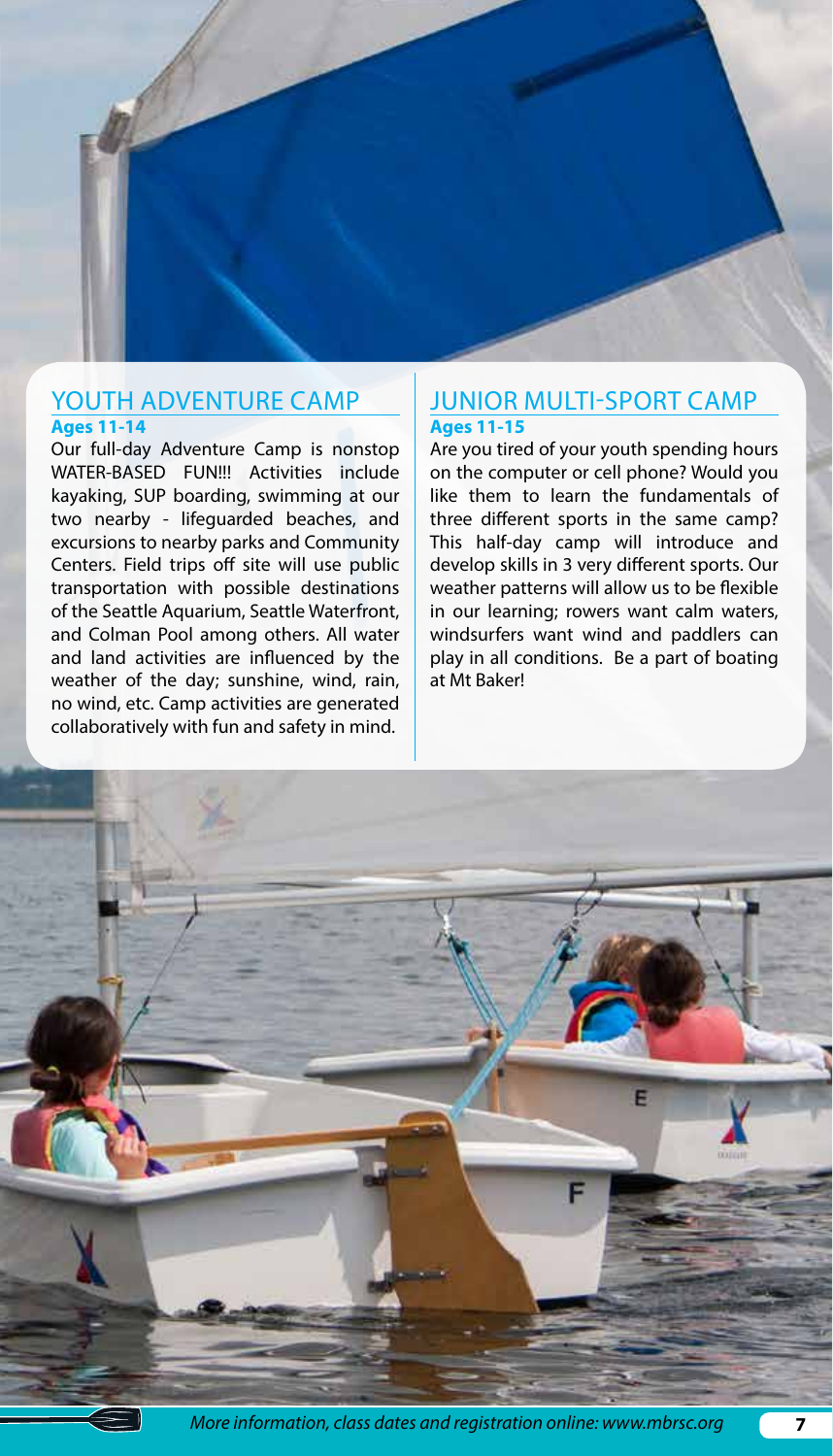## YOUTH ADVENTURE CAMP

**Ages 11-14**

Our full-day Adventure Camp is nonstop WATER-BASED FUN!!! Activities include kayaking, SUP boarding, swimming at our two nearby - lifeguarded beaches, and excursions to nearby parks and Community Centers. Field trips off site will use public transportation with possible destinations of the Seattle Aquarium, Seattle Waterfront, and Colman Pool among others. All water and land activities are influenced by the weather of the day; sunshine, wind, rain, no wind, etc. Camp activities are generated collaboratively with fun and safety in mind.

## JUNIOR MULTI-SPORT CAMP

**Ages 11-15**

Are you tired of your youth spending hours on the computer or cell phone? Would you like them to learn the fundamentals of three different sports in the same camp? This half-day camp will introduce and develop skills in 3 very different sports. Our weather patterns will allow us to be flexible in our learning; rowers want calm waters, windsurfers want wind and paddlers can play in all conditions. Be a part of boating at Mt Baker!

*More information, class dates and registration online: www.mbrsc.org*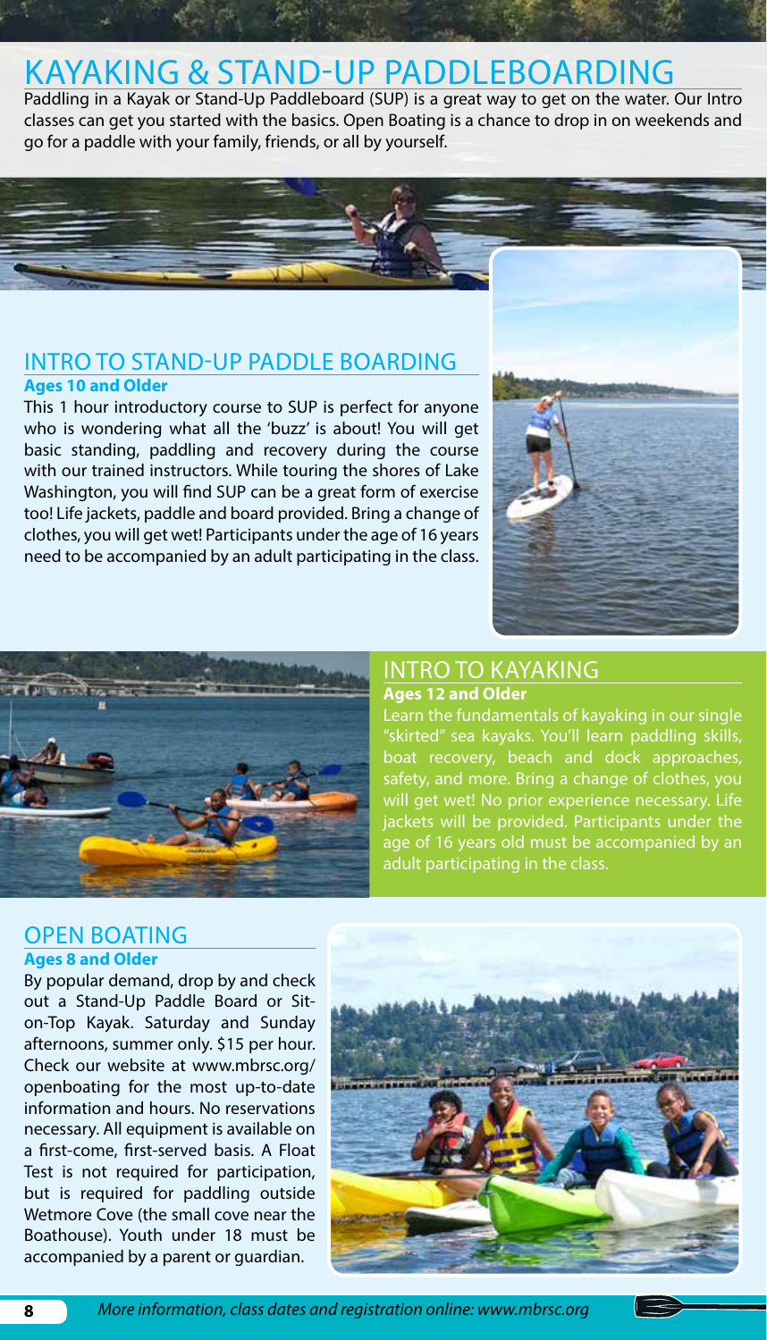# KAYAKING & STAND-UP PADDLEBOARDING

Paddling in a Kayak or Stand-Up Paddleboard (SUP) is a great way to get on the water. Our Intro classes can get you started with the basics. Open Boating is a chance to drop in on weekends and go for a paddle with your family, friends, or all by yourself.

## INTRO TO STAND-UP PADDLE BOARDING

**Ages 10 and Older**

This 1 hour introductory course to SUP is perfect for anyone who is wondering what all the 'buzz' is about! You will get basic standing, paddling and recovery during the course with our trained instructors. While touring the shores of Lake Washington, you will find SUP can be a great form of exercise too! Life jackets, paddle and board provided. Bring a change of clothes, you will get wet! Participants under the age of 16 years need to be accompanied by an adult participating in the class.

## INTRO TO KAYAKING

**Ages 12 and Older**

Learn the fundamentals of kayaking in our single "skirted" sea kayaks. You'll learn paddling skills, boat recovery, beach and dock approaches, safety, and more. Bring a change of clothes, you will get wet! No prior experience necessary. Life jackets will be provided. Participants under the age of 16 years old must be accompanied by an adult participating in the class.

## OPEN BOATING

**Ages 8 and Older**

By popular demand, drop by and check out a Stand-Up Paddle Board or Sit-on-Top Kayak. Saturday and Sunday afternoons, summer only. $15 per hour. Check our website at www.mbrsc.org/openboating for the most up-to-date information and hours. No reservations necessary. All equipment is available on a first-come, first-served basis. A Float Test is not required for participation, but is required for paddling outside Wetmore Cove (the small cove near the Boathouse). Youth under 18 must be accompanied by a parent or guardian.

*More information, class dates and registration online: www.mbrsc.org*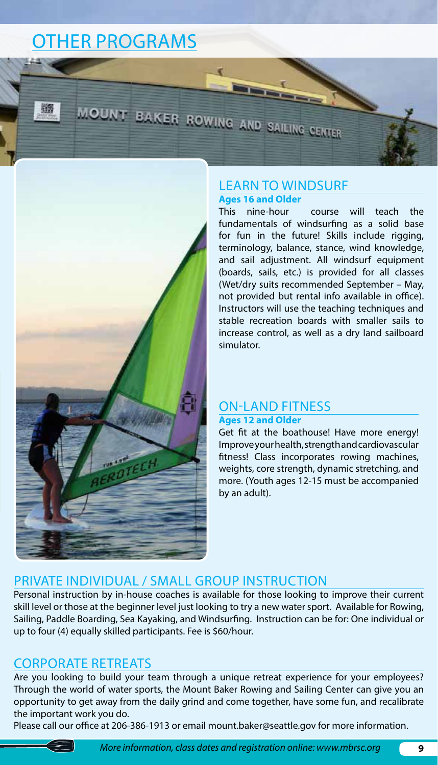# OTHER PROGRAMS

## LEARN TO WINDSURF

**Ages 16 and Older**

This nine-hour course will teach the fundamentals of windsurfing as a solid base for fun in the future! Skills include rigging, terminology, balance, stance, wind knowledge, and sail adjustment. All windsurf equipment (boards, sails, etc.) is provided for all classes (Wet/dry suits recommended September – May, not provided but rental info available in office). Instructors will use the teaching techniques and stable recreation boards with smaller sails to increase control, as well as a dry land sailboard simulator.

## ON-LAND FITNESS

**Ages 12 and Older**

Get fit at the boathouse! Have more energy! Improve your health, strength and cardiovascular fitness! Class incorporates rowing machines, weights, core strength, dynamic stretching, and more. (Youth ages 12-15 must be accompanied by an adult).

## PRIVATE INDIVIDUAL / SMALL GROUP INSTRUCTION

Personal instruction by in-house coaches is available for those looking to improve their current skill level or those at the beginner level just looking to try a new water sport. Available for Rowing, Sailing, Paddle Boarding, Sea Kayaking, and Windsurfing. Instruction can be for: One individual or up to four (4) equally skilled participants. Fee is $60/hour.

## CORPORATE RETREATS

Are you looking to build your team through a unique retreat experience for your employees? Through the world of water sports, the Mount Baker Rowing and Sailing Center can give you an opportunity to get away from the daily grind and come together, have some fun, and recalibrate the important work you do.

Please call our office at 206-386-1913 or email mount.baker@seattle.gov for more information.

*More information, class dates and registration online: www.mbrsc.org*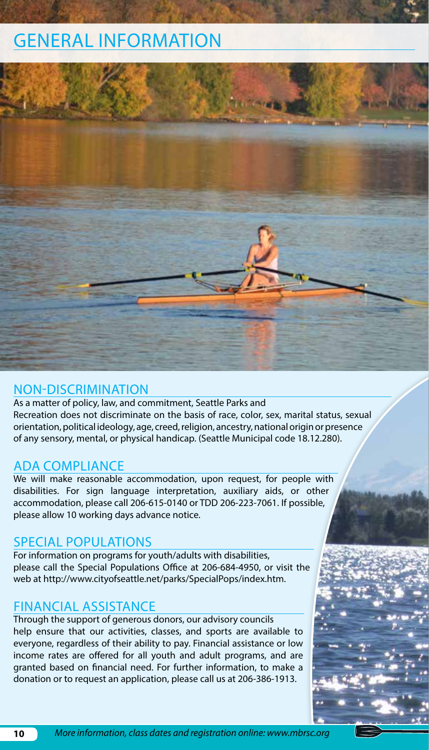# GENERAL INFORMATION

## NON-DISCRIMINATION

As a matter of policy, law, and commitment, Seattle Parks and Recreation does not discriminate on the basis of race, color, sex, marital status, sexual orientation, political ideology, age, creed, religion, ancestry, national origin or presence of any sensory, mental, or physical handicap. (Seattle Municipal code 18.12.280).

## ADA COMPLIANCE

We will make reasonable accommodation, upon request, for people with disabilities. For sign language interpretation, auxiliary aids, or other accommodation, please call 206-615-0140 or TDD 206-223-7061. If possible, please allow 10 working days advance notice.

## SPECIAL POPULATIONS

For information on programs for youth/adults with disabilities, please call the Special Populations Office at 206-684-4950, or visit the web at http://www.cityofseattle.net/parks/SpecialPops/index.htm.

## FINANCIAL ASSISTANCE

Through the support of generous donors, our advisory councils help ensure that our activities, classes, and sports are available to everyone, regardless of their ability to pay. Financial assistance or low income rates are offered for all youth and adult programs, and are granted based on financial need. For further information, to make a donation or to request an application, please call us at 206-386-1913.

*More information, class dates and registration online: www.mbrsc.org*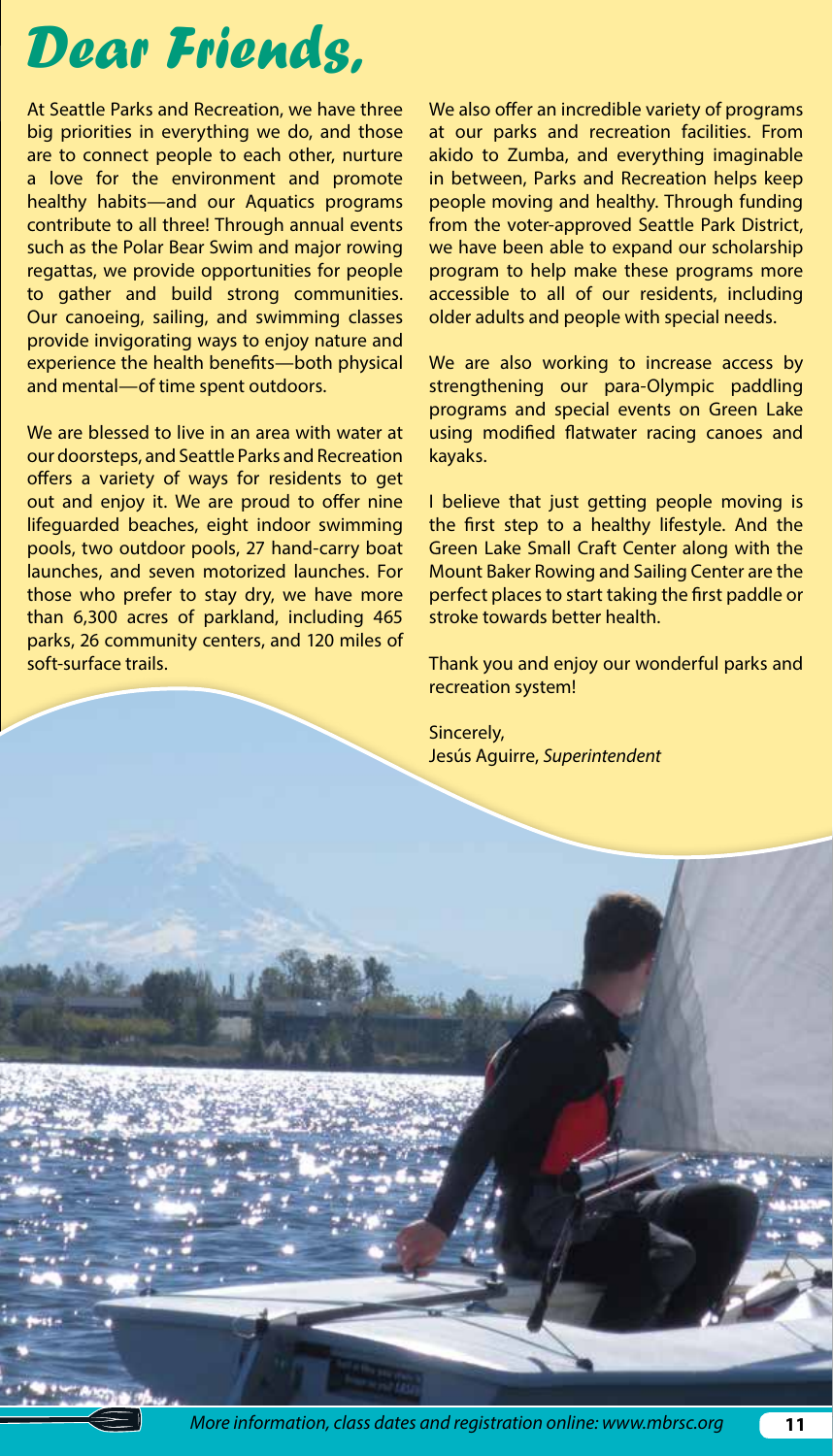# Dear Friends,

At Seattle Parks and Recreation, we have three big priorities in everything we do, and those are to connect people to each other, nurture a love for the environment and promote healthy habits—and our Aquatics programs contribute to all three! Through annual events such as the Polar Bear Swim and major rowing regattas, we provide opportunities for people to gather and build strong communities. Our canoeing, sailing, and swimming classes provide invigorating ways to enjoy nature and experience the health benefits—both physical and mental—of time spent outdoors.

We are blessed to live in an area with water at our doorsteps, and Seattle Parks and Recreation offers a variety of ways for residents to get out and enjoy it. We are proud to offer nine lifeguarded beaches, eight indoor swimming pools, two outdoor pools, 27 hand-carry boat launches, and seven motorized launches. For those who prefer to stay dry, we have more than 6,300 acres of parkland, including 465 parks, 26 community centers, and 120 miles of soft-surface trails.

We also offer an incredible variety of programs at our parks and recreation facilities. From akido to Zumba, and everything imaginable in between, Parks and Recreation helps keep people moving and healthy. Through funding from the voter-approved Seattle Park District, we have been able to expand our scholarship program to help make these programs more accessible to all of our residents, including older adults and people with special needs.

We are also working to increase access by strengthening our para-Olympic paddling programs and special events on Green Lake using modified flatwater racing canoes and kayaks.

I believe that just getting people moving is the first step to a healthy lifestyle. And the Green Lake Small Craft Center along with the Mount Baker Rowing and Sailing Center are the perfect places to start taking the first paddle or stroke towards better health.

Thank you and enjoy our wonderful parks and recreation system!

Sincerely,
Jesús Aguirre, *Superintendent*

*More information, class dates and registration online: www.mbrsc.org*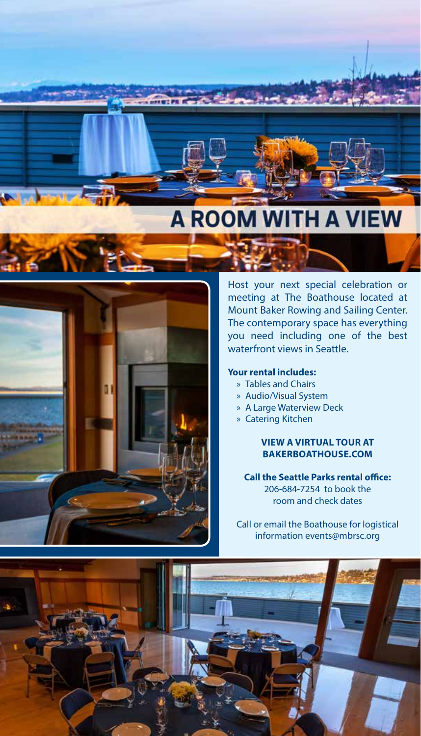# A ROOM WITH A VIEW

Host your next special celebration or meeting at The Boathouse located at Mount Baker Rowing and Sailing Center. The contemporary space has everything you need including one of the best waterfront views in Seattle.

**Your rental includes:**

- » Tables and Chairs
- » Audio/Visual System
- » A Large Waterview Deck
- » Catering Kitchen

**VIEW A VIRTUAL TOUR AT BAKERBOATHOUSE.COM**

**Call the Seattle Parks rental office:**
206-684-7254 to book the room and check dates

Call or email the Boathouse for logistical information events@mbrsc.org